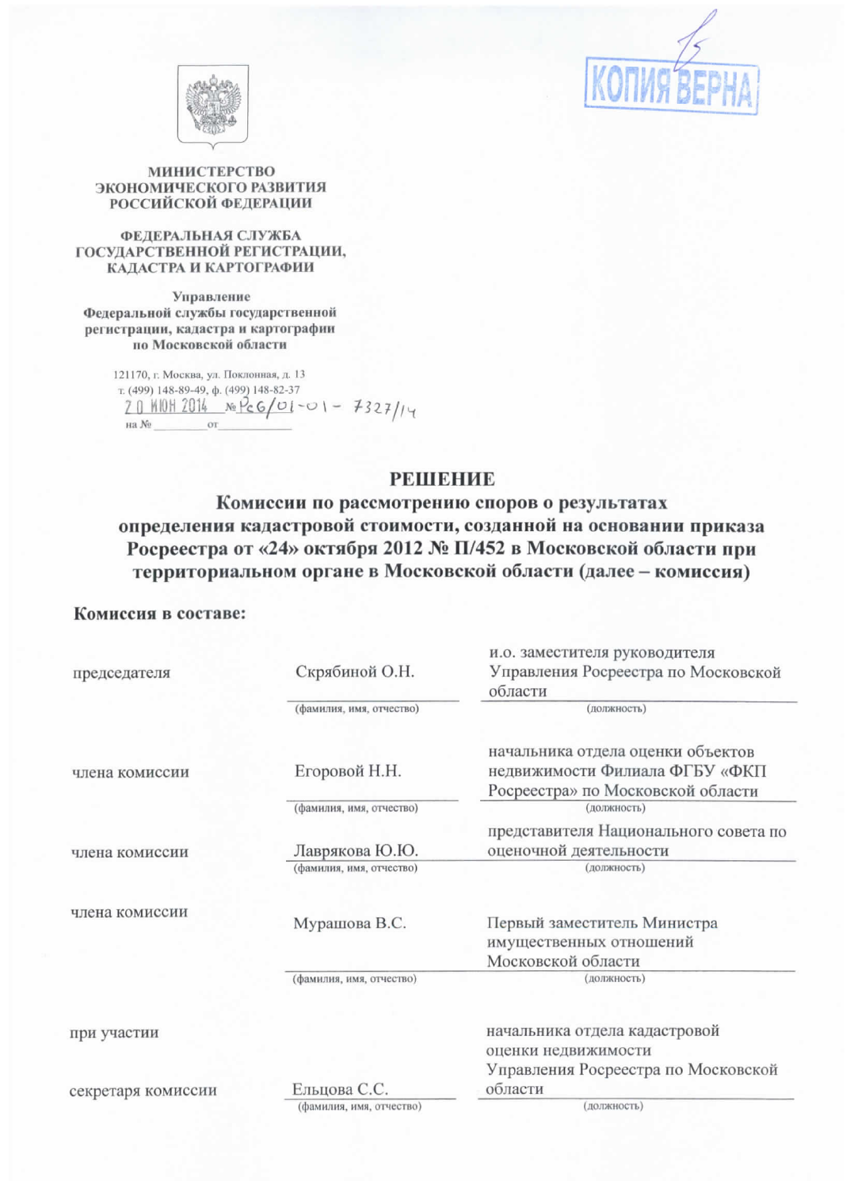КОПИЯ ВЕРНА

**МИНИСТЕРСТВО ЭКОНОМИЧЕСКОГО РАЗВИТИЯ РОССИЙСКОЙ ФЕДЕРАЦИИ**

**ФЕДЕРАЛЬНАЯ СЛУЖБА ГОСУДАРСТВЕННОЙ РЕГИСТРАЦИИ, КАДАСТРА И КАРТОГРАФИИ**

**Управление Федеральной службы государственной регистрации, кадастра и картографии по Московской области**

121170, г. Москва, ул. Поклонная, д. 13
т. (499) 148-89-49, ф. (499) 148-82-37
20 ИЮН 2014 № Рс6/01-01- 7327/14
на № \_\_\_\_\_\_\_\_ от \_\_\_\_\_\_\_\_\_\_

# РЕШЕНИЕ

## Комиссии по рассмотрению споров о результатах определения кадастровой стоимости, созданной на основании приказа Росреестра от «24» октября 2012 № П/452 в Московской области при территориальном органе в Московской области (далее – комиссия)

**Комиссия в составе:**

| | | |
|---|---|---|
| председателя | Скрябиной О.Н. | и.о. заместителя руководителя Управления Росреестра по Московской области |
| | (фамилия, имя, отчество) | (должность) |
| члена комиссии | Егоровой Н.Н. | начальника отдела оценки объектов недвижимости Филиала ФГБУ «ФКП Росреестра» по Московской области |
| | (фамилия, имя, отчество) | (должность) |
| члена комиссии | Лаврякова Ю.Ю. | представителя Национального совета по оценочной деятельности |
| | (фамилия, имя, отчество) | (должность) |
| члена комиссии | Мурашова В.С. | Первый заместитель Министра имущественных отношений Московской области |
| | (фамилия, имя, отчество) | (должность) |
| при участии секретаря комиссии | Ельцова С.С. | начальника отдела кадастровой оценки недвижимости Управления Росреестра по Московской области |
| | (фамилия, имя, отчество) | (должность) |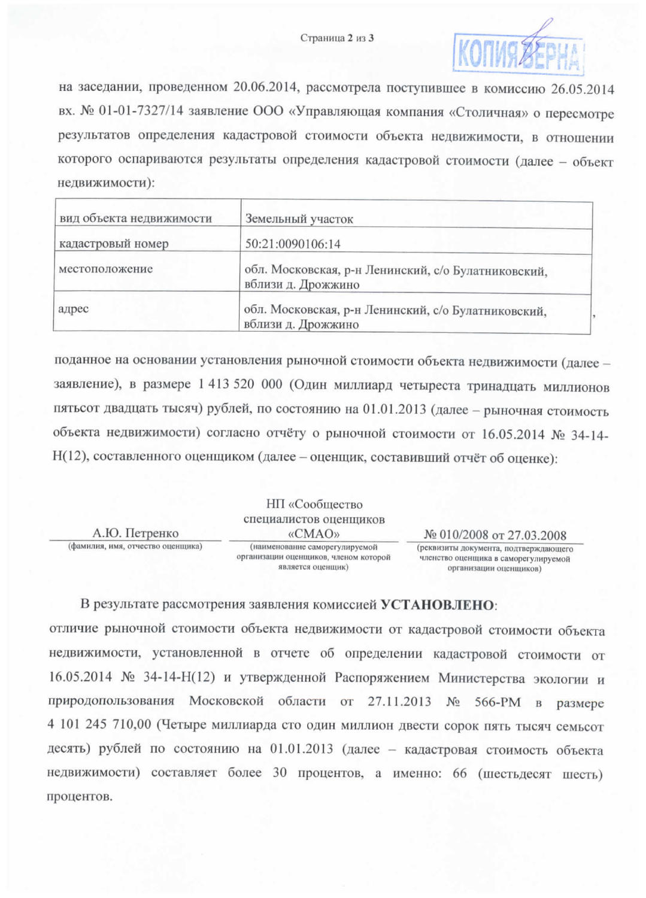КОПИЯ ВЕРНА

на заседании, проведенном 20.06.2014, рассмотрела поступившее в комиссию 26.05.2014 вх. № 01-01-7327/14 заявление ООО «Управляющая компания «Столичная» о пересмотре результатов определения кадастровой стоимости объекта недвижимости, в отношении которого оспариваются результаты определения кадастровой стоимости (далее – объект недвижимости):

| вид объекта недвижимости | Земельный участок |
|---|---|
| кадастровый номер | 50:21:0090106:14 |
| местоположение | обл. Московская, р-н Ленинский, с/о Булатниковский, вблизи д. Дрожжино |
| адрес | обл. Московская, р-н Ленинский, с/о Булатниковский, вблизи д. Дрожжино |

, поданное на основании установления рыночной стоимости объекта недвижимости (далее – заявление), в размере 1 413 520 000 (Один миллиард четыреста тринадцать миллионов пятьсот двадцать тысяч) рублей, по состоянию на 01.01.2013 (далее – рыночная стоимость объекта недвижимости) согласно отчёту о рыночной стоимости от 16.05.2014 № 34-14-Н(12), составленного оценщиком (далее – оценщик, составивший отчёт об оценке):

| А.Ю. Петренко | НП «Сообщество специалистов оценщиков «СМАО» | № 010/2008 от 27.03.2008 |
|---|---|---|
| (фамилия, имя, отчество оценщика) | (наименование саморегулируемой организации оценщиков, членом которой является оценщик) | (реквизиты документа, подтверждающего членство оценщика в саморегулируемой организации оценщиков) |

В результате рассмотрения заявления комиссией **УСТАНОВЛЕНО**:

отличие рыночной стоимости объекта недвижимости от кадастровой стоимости объекта недвижимости, установленной в отчете об определении кадастровой стоимости от 16.05.2014 № 34-14-Н(12) и утвержденной Распоряжением Министерства экологии и природопользования Московской области от 27.11.2013 № 566-РМ в размере 4 101 245 710,00 (Четыре миллиарда сто один миллион двести сорок пять тысяч семьсот десять) рублей по состоянию на 01.01.2013 (далее – кадастровая стоимость объекта недвижимости) составляет более 30 процентов, а именно: 66 (шестьдесят шесть) процентов.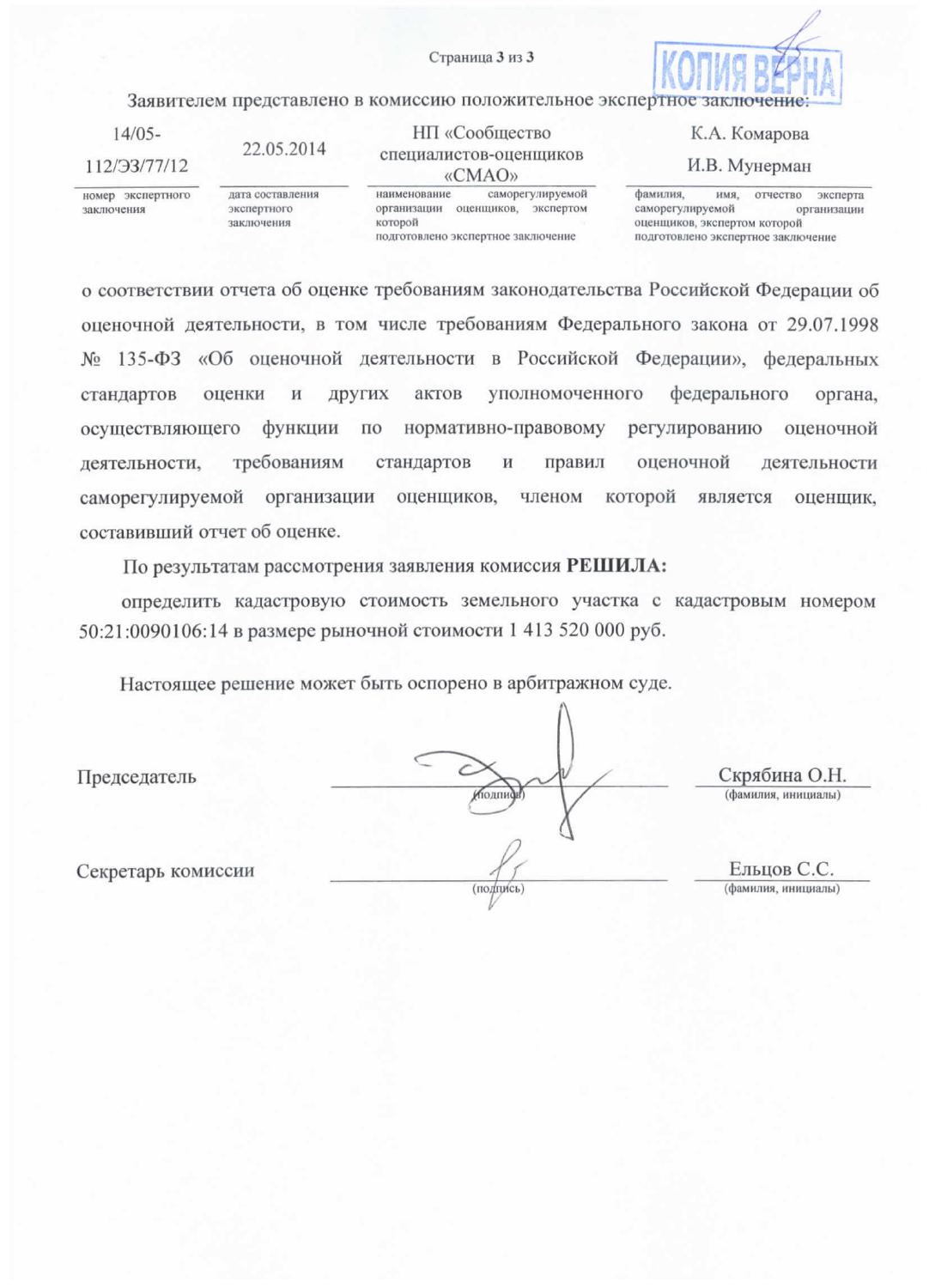КОПИЯ ВЕРНА

Заявителем представлено в комиссию положительное экспертное заключение:

| номер экспертного заключения | дата составления экспертного заключения | наименование саморегулируемой организации оценщиков, экспертом которой подготовлено экспертное заключение | фамилия, имя, отчество эксперта саморегулируемой организации оценщиков, экспертом которой подготовлено экспертное заключение |
|---|---|---|---|
| 14/05-112/ЭЗ/77/12 | 22.05.2014 | НП «Сообщество специалистов-оценщиков «СМАО» | К.А. Комарова<br>И.В. Мунерман |

о соответствии отчета об оценке требованиям законодательства Российской Федерации об оценочной деятельности, в том числе требованиям Федерального закона от 29.07.1998 № 135-ФЗ «Об оценочной деятельности в Российской Федерации», федеральных стандартов оценки и других актов уполномоченного федерального органа, осуществляющего функции по нормативно-правовому регулированию оценочной деятельности, требованиям стандартов и правил оценочной деятельности саморегулируемой организации оценщиков, членом которой является оценщик, составивший отчет об оценке.

По результатам рассмотрения заявления комиссия **РЕШИЛА:**

определить кадастровую стоимость земельного участка с кадастровым номером 50:21:0090106:14 в размере рыночной стоимости 1 413 520 000 руб.

Настоящее решение может быть оспорено в арбитражном суде.

| | | |
|---|---|---|
| Председатель | (подпись) | Скрябина О.Н.<br>(фамилия, инициалы) |
| Секретарь комиссии | (подпись) | Ельцов С.С.<br>(фамилия, инициалы) |